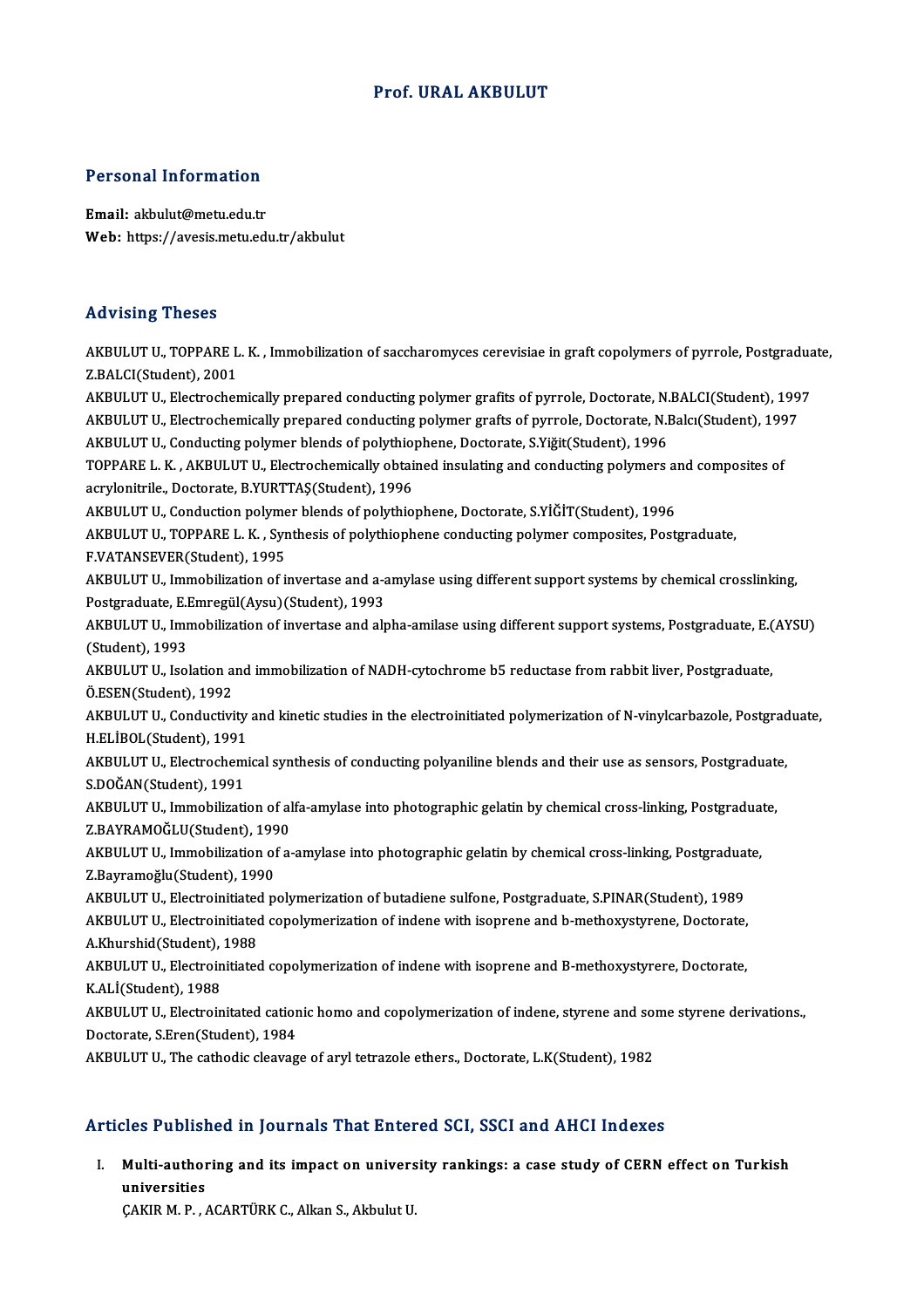# Prof. URAL AKBULUT

## Personal Information

**Email:** akbulut@metu.edu.tr
**Web:** https://avesis.metu.edu.tr/akbulut

## Advising Theses

AKBULUT U., TOPPARE L. K. , Immobilization of saccharomyces cerevisiae in graft copolymers of pyrrole, Postgraduate, Z.BALCI(Student), 2001

AKBULUT U., Electrochemically prepared conducting polymer grafits of pyrrole, Doctorate, N.BALCI(Student), 1997

AKBULUT U., Electrochemically prepared conducting polymer grafts of pyrrole, Doctorate, N.Balcı(Student), 1997

AKBULUT U., Conducting polymer blends of polythiophene, Doctorate, S.Yiğit(Student), 1996

TOPPARE L. K. , AKBULUT U., Electrochemically obtained insulating and conducting polymers and composites of acrylonitrile., Doctorate, B.YURTTAŞ(Student), 1996

AKBULUT U., Conduction polymer blends of polythiophene, Doctorate, S.YİĞİT(Student), 1996

AKBULUT U., TOPPARE L. K. , Synthesis of polythiophene conducting polymer composites, Postgraduate, F.VATANSEVER(Student), 1995

AKBULUT U., Immobilization of invertase and a-amylase using different support systems by chemical crosslinking, Postgraduate, E.Emregül(Aysu)(Student), 1993

AKBULUT U., Immobilization of invertase and alpha-amilase using different support systems, Postgraduate, E.(AYSU)(Student), 1993

AKBULUT U., Isolation and immobilization of NADH-cytochrome b5 reductase from rabbit liver, Postgraduate, Ö.ESEN(Student), 1992

AKBULUT U., Conductivity and kinetic studies in the electroinitiated polymerization of N-vinylcarbazole, Postgraduate, H.ELİBOL(Student), 1991

AKBULUT U., Electrochemical synthesis of conducting polyaniline blends and their use as sensors, Postgraduate, S.DOĞAN(Student), 1991

AKBULUT U., Immobilization of alfa-amylase into photographic gelatin by chemical cross-linking, Postgraduate, Z.BAYRAMOĞLU(Student), 1990

AKBULUT U., Immobilization of a-amylase into photographic gelatin by chemical cross-linking, Postgraduate, Z.Bayramoğlu(Student), 1990

AKBULUT U., Electroinitiated polymerization of butadiene sulfone, Postgraduate, S.PINAR(Student), 1989

AKBULUT U., Electroinitiated copolymerization of indene with isoprene and b-methoxystyrene, Doctorate, A.Khurshid(Student), 1988

AKBULUT U., Electroinitiated copolymerization of indene with isoprene and B-methoxystyrere, Doctorate, K.ALİ(Student), 1988

AKBULUT U., Electroinitated cationic homo and copolymerization of indene, styrene and some styrene derivations., Doctorate, S.Eren(Student), 1984

AKBULUT U., The cathodic cleavage of aryl tetrazole ethers., Doctorate, L.K(Student), 1982

## Articles Published in Journals That Entered SCI, SSCI and AHCI Indexes

I. **Multi-authoring and its impact on university rankings: a case study of CERN effect on Turkish universities**
ÇAKIR M. P. , ACARTÜRK C., Alkan S., Akbulut U.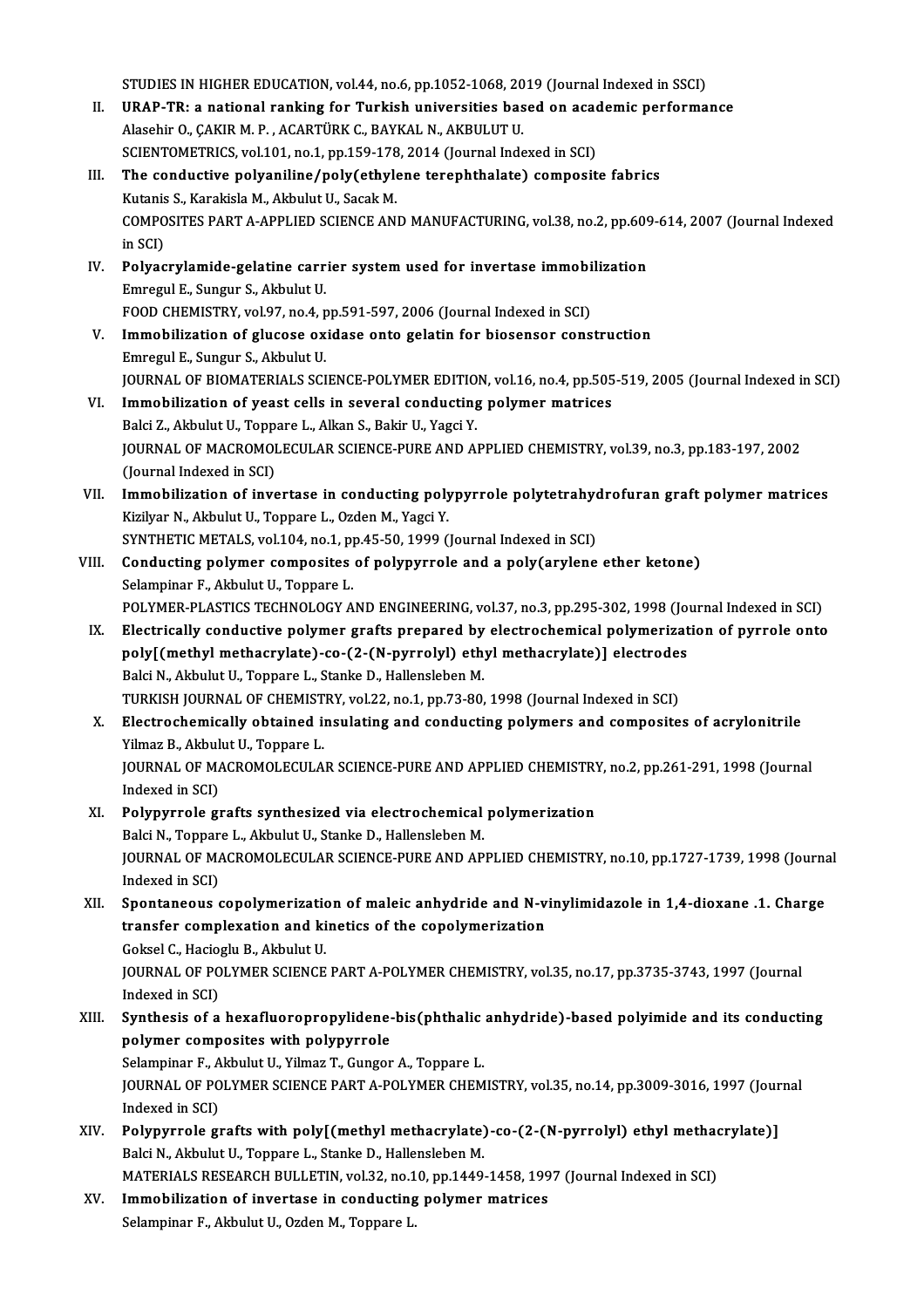STUDIES IN HIGHER EDUCATION, vol.44, no.6, pp.1052-1068, 2019 (Journal Indexed in SSCI)

II. **URAP-TR: a national ranking for Turkish universities based on academic performance**
Alasehir O., ÇAKIR M. P. , ACARTÜRK C., BAYKAL N., AKBULUT U.
SCIENTOMETRICS, vol.101, no.1, pp.159-178, 2014 (Journal Indexed in SCI)

III. **The conductive polyaniline/poly(ethylene terephthalate) composite fabrics**
Kutanis S., Karakisla M., Akbulut U., Sacak M.
COMPOSITES PART A-APPLIED SCIENCE AND MANUFACTURING, vol.38, no.2, pp.609-614, 2007 (Journal Indexed in SCI)

IV. **Polyacrylamide-gelatine carrier system used for invertase immobilization**
Emregul E., Sungur S., Akbulut U.
FOOD CHEMISTRY, vol.97, no.4, pp.591-597, 2006 (Journal Indexed in SCI)

V. **Immobilization of glucose oxidase onto gelatin for biosensor construction**
Emregul E., Sungur S., Akbulut U.
JOURNAL OF BIOMATERIALS SCIENCE-POLYMER EDITION, vol.16, no.4, pp.505-519, 2005 (Journal Indexed in SCI)

VI. **Immobilization of yeast cells in several conducting polymer matrices**
Balci Z., Akbulut U., Toppare L., Alkan S., Bakir U., Yagci Y.
JOURNAL OF MACROMOLECULAR SCIENCE-PURE AND APPLIED CHEMISTRY, vol.39, no.3, pp.183-197, 2002 (Journal Indexed in SCI)

VII. **Immobilization of invertase in conducting polypyrrole polytetrahydrofuran graft polymer matrices**
Kizilyar N., Akbulut U., Toppare L., Ozden M., Yagci Y.
SYNTHETIC METALS, vol.104, no.1, pp.45-50, 1999 (Journal Indexed in SCI)

VIII. **Conducting polymer composites of polypyrrole and a poly(arylene ether ketone)**
Selampinar F., Akbulut U., Toppare L.
POLYMER-PLASTICS TECHNOLOGY AND ENGINEERING, vol.37, no.3, pp.295-302, 1998 (Journal Indexed in SCI)

IX. **Electrically conductive polymer grafts prepared by electrochemical polymerization of pyrrole onto poly[(methyl methacrylate)-co-(2-(N-pyrrolyl) ethyl methacrylate)] electrodes**
Balci N., Akbulut U., Toppare L., Stanke D., Hallensleben M.
TURKISH JOURNAL OF CHEMISTRY, vol.22, no.1, pp.73-80, 1998 (Journal Indexed in SCI)

X. **Electrochemically obtained insulating and conducting polymers and composites of acrylonitrile**
Yilmaz B., Akbulut U., Toppare L.
JOURNAL OF MACROMOLECULAR SCIENCE-PURE AND APPLIED CHEMISTRY, no.2, pp.261-291, 1998 (Journal Indexed in SCI)

XI. **Polypyrrole grafts synthesized via electrochemical polymerization**
Balci N., Toppare L., Akbulut U., Stanke D., Hallensleben M.
JOURNAL OF MACROMOLECULAR SCIENCE-PURE AND APPLIED CHEMISTRY, no.10, pp.1727-1739, 1998 (Journal Indexed in SCI)

XII. **Spontaneous copolymerization of maleic anhydride and N-vinylimidazole in 1,4-dioxane .1. Charge transfer complexation and kinetics of the copolymerization**
Goksel C., Hacioglu B., Akbulut U.
JOURNAL OF POLYMER SCIENCE PART A-POLYMER CHEMISTRY, vol.35, no.17, pp.3735-3743, 1997 (Journal Indexed in SCI)

XIII. **Synthesis of a hexafluoropropylidene-bis(phthalic anhydride)-based polyimide and its conducting polymer composites with polypyrrole**
Selampinar F., Akbulut U., Yilmaz T., Gungor A., Toppare L.
JOURNAL OF POLYMER SCIENCE PART A-POLYMER CHEMISTRY, vol.35, no.14, pp.3009-3016, 1997 (Journal Indexed in SCI)

XIV. **Polypyrrole grafts with poly[(methyl methacrylate)-co-(2-(N-pyrrolyl) ethyl methacrylate)]**
Balci N., Akbulut U., Toppare L., Stanke D., Hallensleben M.
MATERIALS RESEARCH BULLETIN, vol.32, no.10, pp.1449-1458, 1997 (Journal Indexed in SCI)

XV. **Immobilization of invertase in conducting polymer matrices**
Selampinar F., Akbulut U., Ozden M., Toppare L.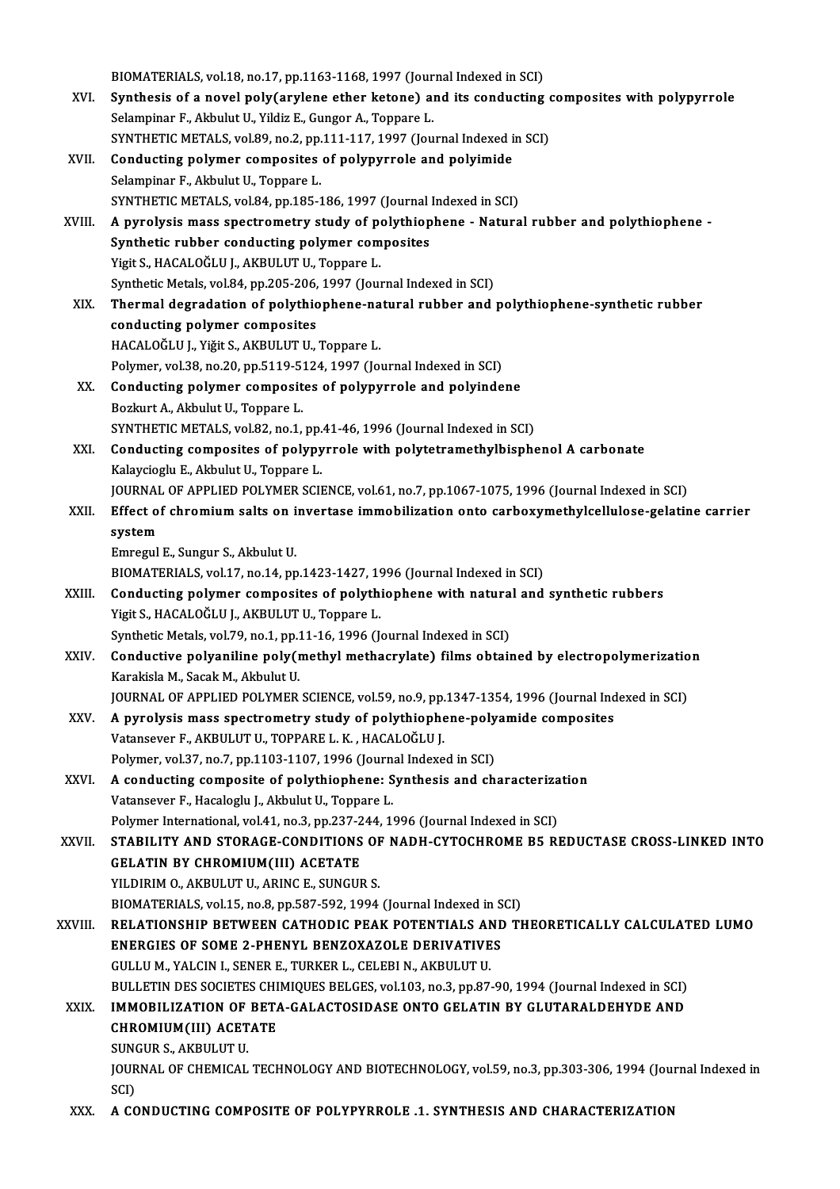BIOMATERIALS, vol.18, no.17, pp.1163-1168, 1997 (Journal Indexed in SCI)

XVI. **Synthesis of a novel poly(arylene ether ketone) and its conducting composites with polypyrrole**
Selampinar F., Akbulut U., Yildiz E., Gungor A., Toppare L.
SYNTHETIC METALS, vol.89, no.2, pp.111-117, 1997 (Journal Indexed in SCI)

XVII. **Conducting polymer composites of polypyrrole and polyimide**
Selampinar F., Akbulut U., Toppare L.
SYNTHETIC METALS, vol.84, pp.185-186, 1997 (Journal Indexed in SCI)

XVIII. **A pyrolysis mass spectrometry study of polythiophene - Natural rubber and polythiophene - Synthetic rubber conducting polymer composites**
Yigit S., HACALOĞLU J., AKBULUT U., Toppare L.
Synthetic Metals, vol.84, pp.205-206, 1997 (Journal Indexed in SCI)

XIX. **Thermal degradation of polythiophene-natural rubber and polythiophene-synthetic rubber conducting polymer composites**
HACALOĞLU J., Yiğit S., AKBULUT U., Toppare L.
Polymer, vol.38, no.20, pp.5119-5124, 1997 (Journal Indexed in SCI)

XX. **Conducting polymer composites of polypyrrole and polyindene**
Bozkurt A., Akbulut U., Toppare L.
SYNTHETIC METALS, vol.82, no.1, pp.41-46, 1996 (Journal Indexed in SCI)

XXI. **Conducting composites of polypyrrole with polytetramethylbisphenol A carbonate**
Kalaycioglu E., Akbulut U., Toppare L.
JOURNAL OF APPLIED POLYMER SCIENCE, vol.61, no.7, pp.1067-1075, 1996 (Journal Indexed in SCI)

XXII. **Effect of chromium salts on invertase immobilization onto carboxymethylcellulose-gelatine carrier system**
Emregul E., Sungur S., Akbulut U.
BIOMATERIALS, vol.17, no.14, pp.1423-1427, 1996 (Journal Indexed in SCI)

XXIII. **Conducting polymer composites of polythiophene with natural and synthetic rubbers**
Yigit S., HACALOĞLU J., AKBULUT U., Toppare L.
Synthetic Metals, vol.79, no.1, pp.11-16, 1996 (Journal Indexed in SCI)

XXIV. **Conductive polyaniline poly(methyl methacrylate) films obtained by electropolymerization**
Karakisla M., Sacak M., Akbulut U.
JOURNAL OF APPLIED POLYMER SCIENCE, vol.59, no.9, pp.1347-1354, 1996 (Journal Indexed in SCI)

XXV. **A pyrolysis mass spectrometry study of polythiophene-polyamide composites**
Vatansever F., AKBULUT U., TOPPARE L. K. , HACALOĞLU J.
Polymer, vol.37, no.7, pp.1103-1107, 1996 (Journal Indexed in SCI)

XXVI. **A conducting composite of polythiophene: Synthesis and characterization**
Vatansever F., Hacaloglu J., Akbulut U., Toppare L.
Polymer International, vol.41, no.3, pp.237-244, 1996 (Journal Indexed in SCI)

XXVII. **STABILITY AND STORAGE-CONDITIONS OF NADH-CYTOCHROME B5 REDUCTASE CROSS-LINKED INTO GELATIN BY CHROMIUM(III) ACETATE**
YILDIRIM O., AKBULUT U., ARINC E., SUNGUR S.
BIOMATERIALS, vol.15, no.8, pp.587-592, 1994 (Journal Indexed in SCI)

XXVIII. **RELATIONSHIP BETWEEN CATHODIC PEAK POTENTIALS AND THEORETICALLY CALCULATED LUMO ENERGIES OF SOME 2-PHENYL BENZOXAZOLE DERIVATIVES**
GULLU M., YALCIN I., SENER E., TURKER L., CELEBI N., AKBULUT U.
BULLETIN DES SOCIETES CHIMIQUES BELGES, vol.103, no.3, pp.87-90, 1994 (Journal Indexed in SCI)

XXIX. **IMMOBILIZATION OF BETA-GALACTOSIDASE ONTO GELATIN BY GLUTARALDEHYDE AND CHROMIUM(III) ACETATE**
SUNGUR S., AKBULUT U.
JOURNAL OF CHEMICAL TECHNOLOGY AND BIOTECHNOLOGY, vol.59, no.3, pp.303-306, 1994 (Journal Indexed in SCI)

XXX. **A CONDUCTING COMPOSITE OF POLYPYRROLE .1. SYNTHESIS AND CHARACTERIZATION**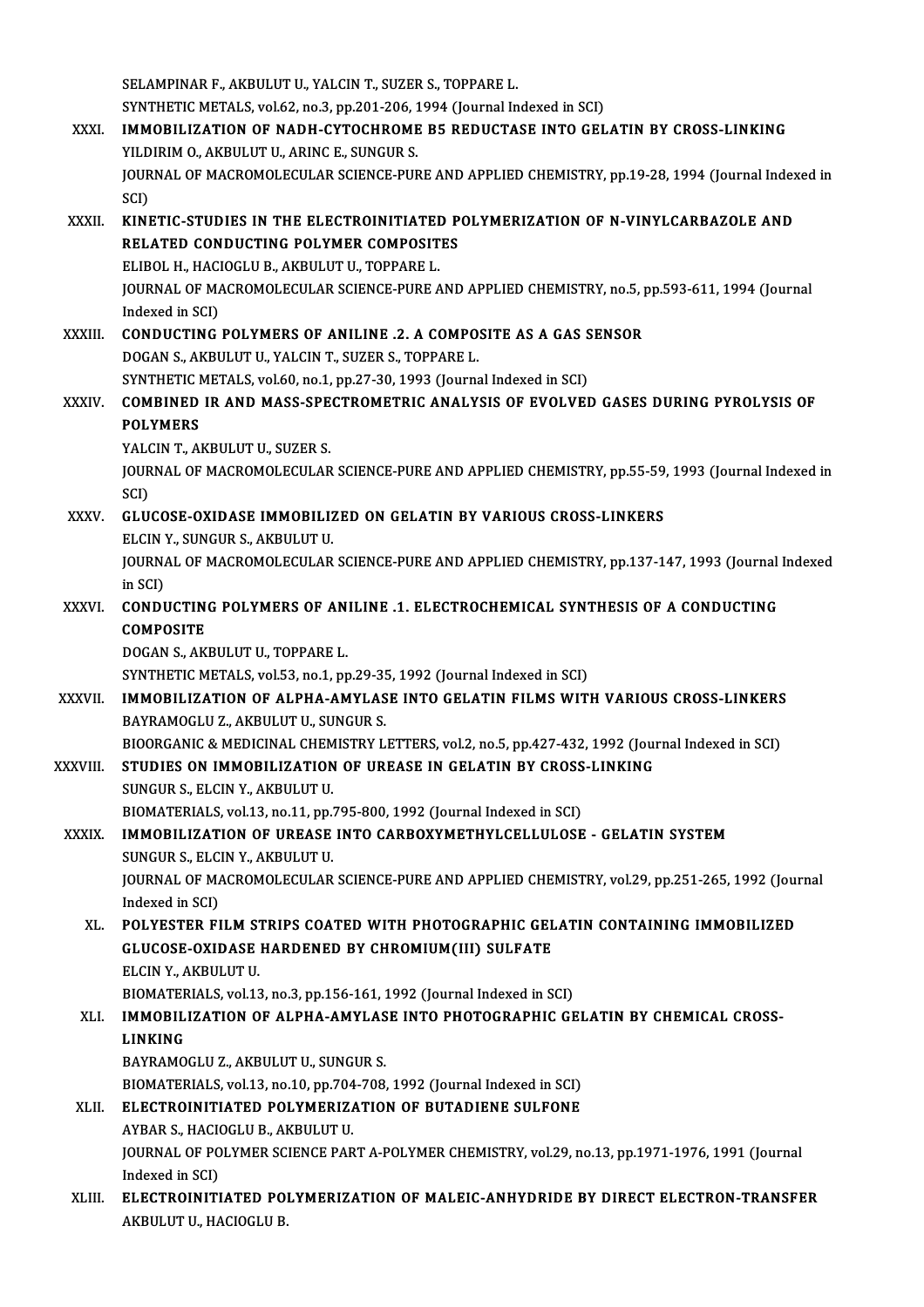SELAMPINAR F., AKBULUT U., YALCIN T., SUZER S., TOPPARE L.
SYNTHETIC METALS, vol.62, no.3, pp.201-206, 1994 (Journal Indexed in SCI)

XXXI. **IMMOBILIZATION OF NADH-CYTOCHROME B5 REDUCTASE INTO GELATIN BY CROSS-LINKING**
YILDIRIM O., AKBULUT U., ARINC E., SUNGUR S.
JOURNAL OF MACROMOLECULAR SCIENCE-PURE AND APPLIED CHEMISTRY, pp.19-28, 1994 (Journal Indexed in SCI)

XXXII. **KINETIC-STUDIES IN THE ELECTROINITIATED POLYMERIZATION OF N-VINYLCARBAZOLE AND RELATED CONDUCTING POLYMER COMPOSITES**
ELIBOL H., HACIOGLU B., AKBULUT U., TOPPARE L.
JOURNAL OF MACROMOLECULAR SCIENCE-PURE AND APPLIED CHEMISTRY, no.5, pp.593-611, 1994 (Journal Indexed in SCI)

XXXIII. **CONDUCTING POLYMERS OF ANILINE .2. A COMPOSITE AS A GAS SENSOR**
DOGAN S., AKBULUT U., YALCIN T., SUZER S., TOPPARE L.
SYNTHETIC METALS, vol.60, no.1, pp.27-30, 1993 (Journal Indexed in SCI)

XXXIV. **COMBINED IR AND MASS-SPECTROMETRIC ANALYSIS OF EVOLVED GASES DURING PYROLYSIS OF POLYMERS**
YALCIN T., AKBULUT U., SUZER S.
JOURNAL OF MACROMOLECULAR SCIENCE-PURE AND APPLIED CHEMISTRY, pp.55-59, 1993 (Journal Indexed in SCI)

XXXV. **GLUCOSE-OXIDASE IMMOBILIZED ON GELATIN BY VARIOUS CROSS-LINKERS**
ELCIN Y., SUNGUR S., AKBULUT U.
JOURNAL OF MACROMOLECULAR SCIENCE-PURE AND APPLIED CHEMISTRY, pp.137-147, 1993 (Journal Indexed in SCI)

XXXVI. **CONDUCTING POLYMERS OF ANILINE .1. ELECTROCHEMICAL SYNTHESIS OF A CONDUCTING COMPOSITE**
DOGAN S., AKBULUT U., TOPPARE L.
SYNTHETIC METALS, vol.53, no.1, pp.29-35, 1992 (Journal Indexed in SCI)

XXXVII. **IMMOBILIZATION OF ALPHA-AMYLASE INTO GELATIN FILMS WITH VARIOUS CROSS-LINKERS**
BAYRAMOGLU Z., AKBULUT U., SUNGUR S.
BIOORGANIC & MEDICINAL CHEMISTRY LETTERS, vol.2, no.5, pp.427-432, 1992 (Journal Indexed in SCI)

XXXVIII. **STUDIES ON IMMOBILIZATION OF UREASE IN GELATIN BY CROSS-LINKING**
SUNGUR S., ELCIN Y., AKBULUT U.
BIOMATERIALS, vol.13, no.11, pp.795-800, 1992 (Journal Indexed in SCI)

XXXIX. **IMMOBILIZATION OF UREASE INTO CARBOXYMETHYLCELLULOSE - GELATIN SYSTEM**
SUNGUR S., ELCIN Y., AKBULUT U.
JOURNAL OF MACROMOLECULAR SCIENCE-PURE AND APPLIED CHEMISTRY, vol.29, pp.251-265, 1992 (Journal Indexed in SCI)

XL. **POLYESTER FILM STRIPS COATED WITH PHOTOGRAPHIC GELATIN CONTAINING IMMOBILIZED GLUCOSE-OXIDASE HARDENED BY CHROMIUM(III) SULFATE**
ELCIN Y., AKBULUT U.
BIOMATERIALS, vol.13, no.3, pp.156-161, 1992 (Journal Indexed in SCI)

XLI. **IMMOBILIZATION OF ALPHA-AMYLASE INTO PHOTOGRAPHIC GELATIN BY CHEMICAL CROSS-LINKING**
BAYRAMOGLU Z., AKBULUT U., SUNGUR S.
BIOMATERIALS, vol.13, no.10, pp.704-708, 1992 (Journal Indexed in SCI)

XLII. **ELECTROINITIATED POLYMERIZATION OF BUTADIENE SULFONE**
AYBAR S., HACIOGLU B., AKBULUT U.
JOURNAL OF POLYMER SCIENCE PART A-POLYMER CHEMISTRY, vol.29, no.13, pp.1971-1976, 1991 (Journal Indexed in SCI)

XLIII. **ELECTROINITIATED POLYMERIZATION OF MALEIC-ANHYDRIDE BY DIRECT ELECTRON-TRANSFER**
AKBULUT U., HACIOGLU B.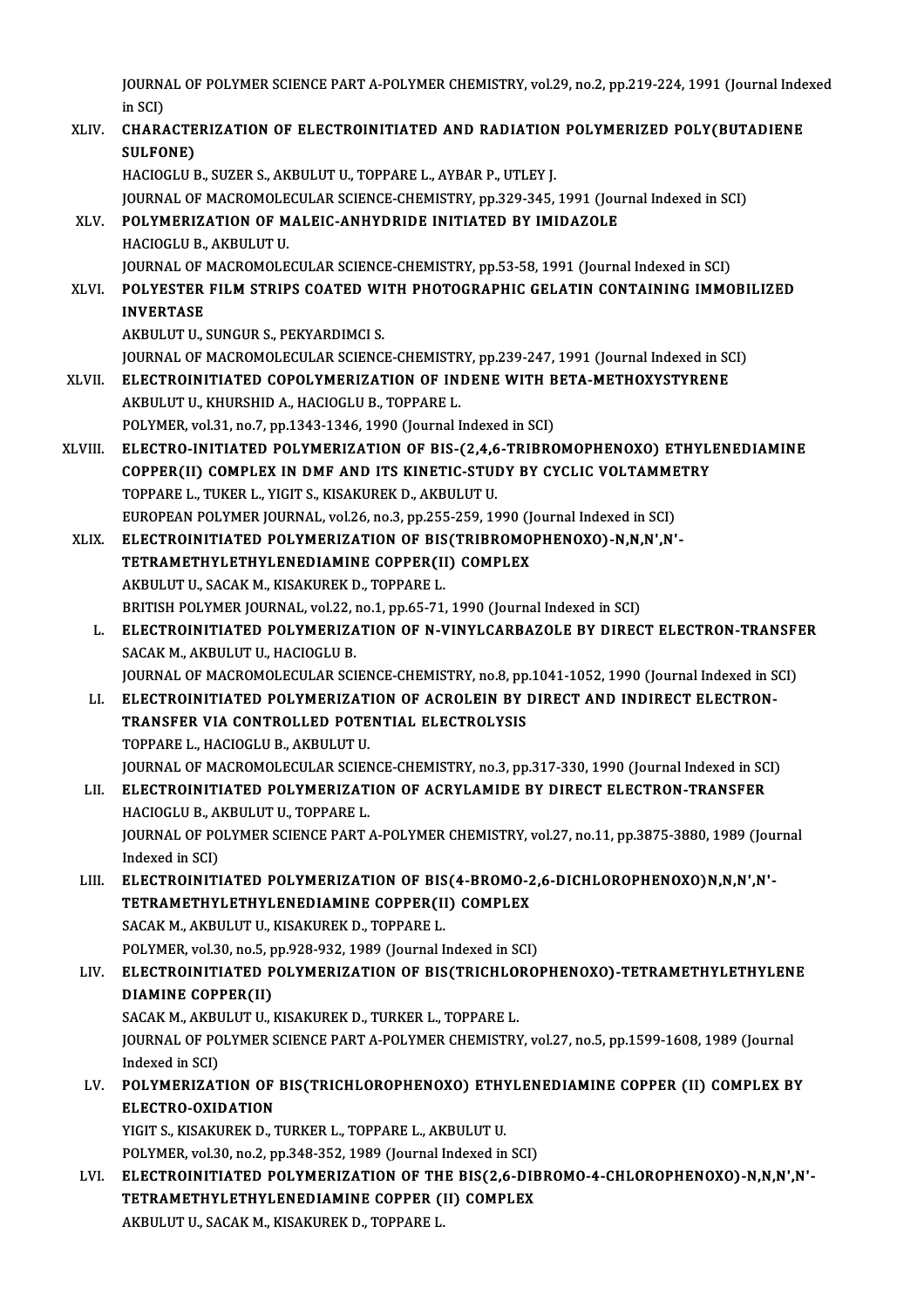JOURNAL OF POLYMER SCIENCE PART A-POLYMER CHEMISTRY, vol.29, no.2, pp.219-224, 1991 (Journal Indexed in SCI)

XLIV. **CHARACTERIZATION OF ELECTROINITIATED AND RADIATION POLYMERIZED POLY(BUTADIENE SULFONE)**
HACIOGLU B., SUZER S., AKBULUT U., TOPPARE L., AYBAR P., UTLEY J.
JOURNAL OF MACROMOLECULAR SCIENCE-CHEMISTRY, pp.329-345, 1991 (Journal Indexed in SCI)

XLV. **POLYMERIZATION OF MALEIC-ANHYDRIDE INITIATED BY IMIDAZOLE**
HACIOGLU B., AKBULUT U.
JOURNAL OF MACROMOLECULAR SCIENCE-CHEMISTRY, pp.53-58, 1991 (Journal Indexed in SCI)

XLVI. **POLYESTER FILM STRIPS COATED WITH PHOTOGRAPHIC GELATIN CONTAINING IMMOBILIZED INVERTASE**
AKBULUT U., SUNGUR S., PEKYARDIMCI S.
JOURNAL OF MACROMOLECULAR SCIENCE-CHEMISTRY, pp.239-247, 1991 (Journal Indexed in SCI)

XLVII. **ELECTROINITIATED COPOLYMERIZATION OF INDENE WITH BETA-METHOXYSTYRENE**
AKBULUT U., KHURSHID A., HACIOGLU B., TOPPARE L.
POLYMER, vol.31, no.7, pp.1343-1346, 1990 (Journal Indexed in SCI)

XLVIII. **ELECTRO-INITIATED POLYMERIZATION OF BIS-(2,4,6-TRIBROMOPHENOXO) ETHYLENEDIAMINE COPPER(II) COMPLEX IN DMF AND ITS KINETIC-STUDY BY CYCLIC VOLTAMMETRY**
TOPPARE L., TUKER L., YIGIT S., KISAKUREK D., AKBULUT U.
EUROPEAN POLYMER JOURNAL, vol.26, no.3, pp.255-259, 1990 (Journal Indexed in SCI)

XLIX. **ELECTROINITIATED POLYMERIZATION OF BIS(TRIBROMOPHENOXO)-N,N,N',N'-TETRAMETHYLETHYLENEDIAMINE COPPER(II) COMPLEX**
AKBULUT U., SACAK M., KISAKUREK D., TOPPARE L.
BRITISH POLYMER JOURNAL, vol.22, no.1, pp.65-71, 1990 (Journal Indexed in SCI)

L. **ELECTROINITIATED POLYMERIZATION OF N-VINYLCARBAZOLE BY DIRECT ELECTRON-TRANSFER**
SACAK M., AKBULUT U., HACIOGLU B.
JOURNAL OF MACROMOLECULAR SCIENCE-CHEMISTRY, no.8, pp.1041-1052, 1990 (Journal Indexed in SCI)

LI. **ELECTROINITIATED POLYMERIZATION OF ACROLEIN BY DIRECT AND INDIRECT ELECTRON-TRANSFER VIA CONTROLLED POTENTIAL ELECTROLYSIS**
TOPPARE L., HACIOGLU B., AKBULUT U.
JOURNAL OF MACROMOLECULAR SCIENCE-CHEMISTRY, no.3, pp.317-330, 1990 (Journal Indexed in SCI)

LII. **ELECTROINITIATED POLYMERIZATION OF ACRYLAMIDE BY DIRECT ELECTRON-TRANSFER**
HACIOGLU B., AKBULUT U., TOPPARE L.
JOURNAL OF POLYMER SCIENCE PART A-POLYMER CHEMISTRY, vol.27, no.11, pp.3875-3880, 1989 (Journal Indexed in SCI)

LIII. **ELECTROINITIATED POLYMERIZATION OF BIS(4-BROMO-2,6-DICHLOROPHENOXO)N,N,N',N'-TETRAMETHYLETHYLENEDIAMINE COPPER(II) COMPLEX**
SACAK M., AKBULUT U., KISAKUREK D., TOPPARE L.
POLYMER, vol.30, no.5, pp.928-932, 1989 (Journal Indexed in SCI)

LIV. **ELECTROINITIATED POLYMERIZATION OF BIS(TRICHLOROPHENOXO)-TETRAMETHYLETHYLENE DIAMINE COPPER(II)**
SACAK M., AKBULUT U., KISAKUREK D., TURKER L., TOPPARE L.
JOURNAL OF POLYMER SCIENCE PART A-POLYMER CHEMISTRY, vol.27, no.5, pp.1599-1608, 1989 (Journal Indexed in SCI)

LV. **POLYMERIZATION OF BIS(TRICHLOROPHENOXO) ETHYLENEDIAMINE COPPER (II) COMPLEX BY ELECTRO-OXIDATION**
YIGIT S., KISAKUREK D., TURKER L., TOPPARE L., AKBULUT U.
POLYMER, vol.30, no.2, pp.348-352, 1989 (Journal Indexed in SCI)

LVI. **ELECTROINITIATED POLYMERIZATION OF THE BIS(2,6-DIBROMO-4-CHLOROPHENOXO)-N,N,N',N'-TETRAMETHYLETHYLENEDIAMINE COPPER (II) COMPLEX**
AKBULUT U., SACAK M., KISAKUREK D., TOPPARE L.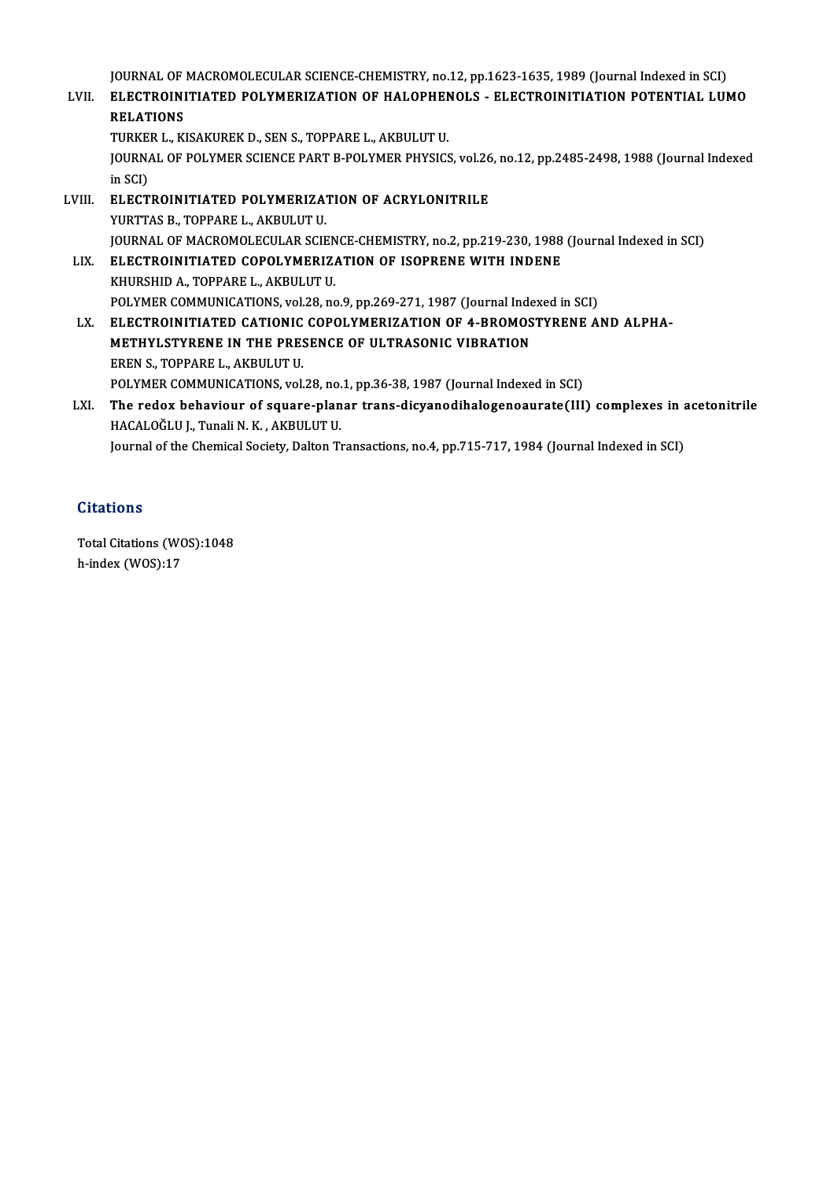JOURNAL OF MACROMOLECULAR SCIENCE-CHEMISTRY, no.12, pp.1623-1635, 1989 (Journal Indexed in SCI)

LVII. **ELECTROINITIATED POLYMERIZATION OF HALOPHENOLS - ELECTROINITIATION POTENTIAL LUMO RELATIONS**
TURKER L., KISAKUREK D., SEN S., TOPPARE L., AKBULUT U.
JOURNAL OF POLYMER SCIENCE PART B-POLYMER PHYSICS, vol.26, no.12, pp.2485-2498, 1988 (Journal Indexed in SCI)

LVIII. **ELECTROINITIATED POLYMERIZATION OF ACRYLONITRILE**
YURTTAS B., TOPPARE L., AKBULUT U.
JOURNAL OF MACROMOLECULAR SCIENCE-CHEMISTRY, no.2, pp.219-230, 1988 (Journal Indexed in SCI)

LIX. **ELECTROINITIATED COPOLYMERIZATION OF ISOPRENE WITH INDENE**
KHURSHID A., TOPPARE L., AKBULUT U.
POLYMER COMMUNICATIONS, vol.28, no.9, pp.269-271, 1987 (Journal Indexed in SCI)

LX. **ELECTROINITIATED CATIONIC COPOLYMERIZATION OF 4-BROMOSTYRENE AND ALPHA-METHYLSTYRENE IN THE PRESENCE OF ULTRASONIC VIBRATION**
EREN S., TOPPARE L., AKBULUT U.
POLYMER COMMUNICATIONS, vol.28, no.1, pp.36-38, 1987 (Journal Indexed in SCI)

LXI. **The redox behaviour of square-planar trans-dicyanodihalogenoaurate(III) complexes in acetonitrile**
HACALOĞLU J., Tunali N. K. , AKBULUT U.
Journal of the Chemical Society, Dalton Transactions, no.4, pp.715-717, 1984 (Journal Indexed in SCI)

## Citations

Total Citations (WOS):1048
h-index (WOS):17